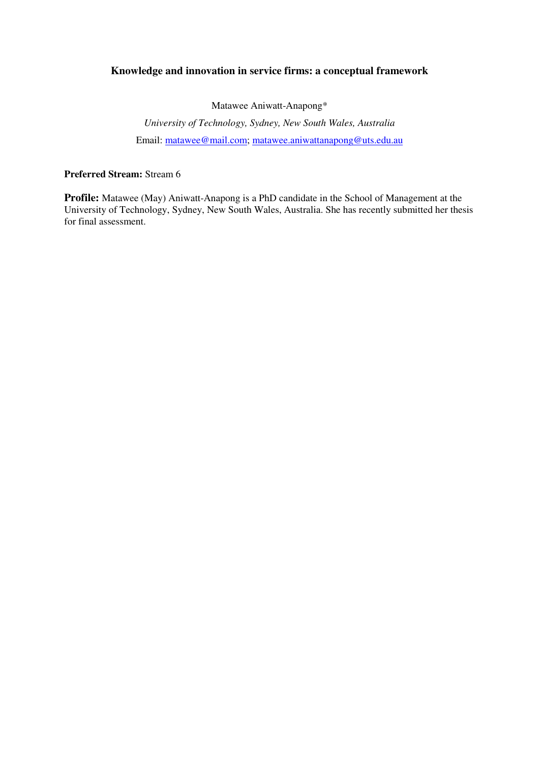# Knowledge and innovation in service firms: a conceptual framework

Matawee Aniwatt-Anapong*

*University of Technology, Sydney, New South Wales, Australia*

Email: matawee@mail.com; matawee.aniwattanapong@uts.edu.au

**Preferred Stream:** Stream 6

**Profile:** Matawee (May) Aniwatt-Anapong is a PhD candidate in the School of Management at the University of Technology, Sydney, New South Wales, Australia. She has recently submitted her thesis for final assessment.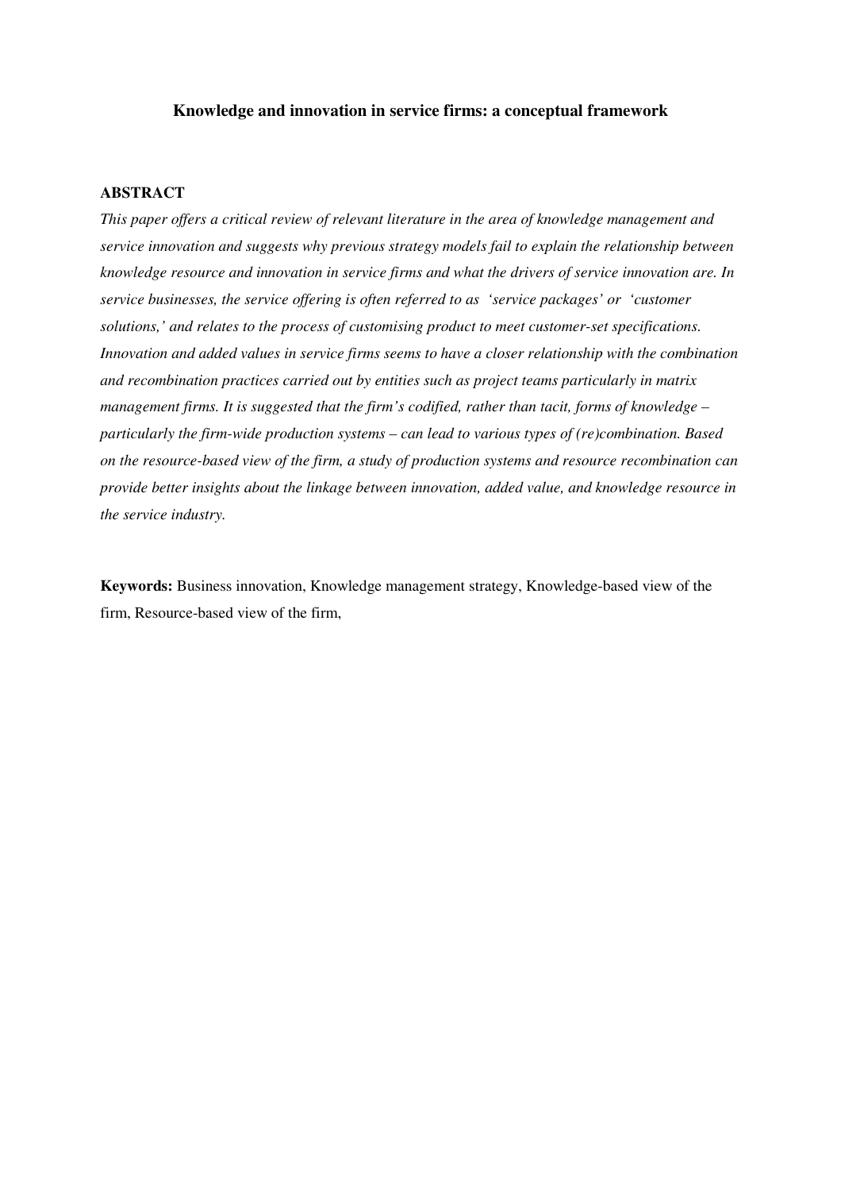**Knowledge and innovation in service firms: a conceptual framework**

**ABSTRACT**

*This paper offers a critical review of relevant literature in the area of knowledge management and service innovation and suggests why previous strategy models fail to explain the relationship between knowledge resource and innovation in service firms and what the drivers of service innovation are. In service businesses, the service offering is often referred to as 'service packages' or 'customer solutions,' and relates to the process of customising product to meet customer-set specifications. Innovation and added values in service firms seems to have a closer relationship with the combination and recombination practices carried out by entities such as project teams particularly in matrix management firms. It is suggested that the firm's codified, rather than tacit, forms of knowledge – particularly the firm-wide production systems – can lead to various types of (re)combination. Based on the resource-based view of the firm, a study of production systems and resource recombination can provide better insights about the linkage between innovation, added value, and knowledge resource in the service industry.*

**Keywords:** Business innovation, Knowledge management strategy, Knowledge-based view of the firm, Resource-based view of the firm,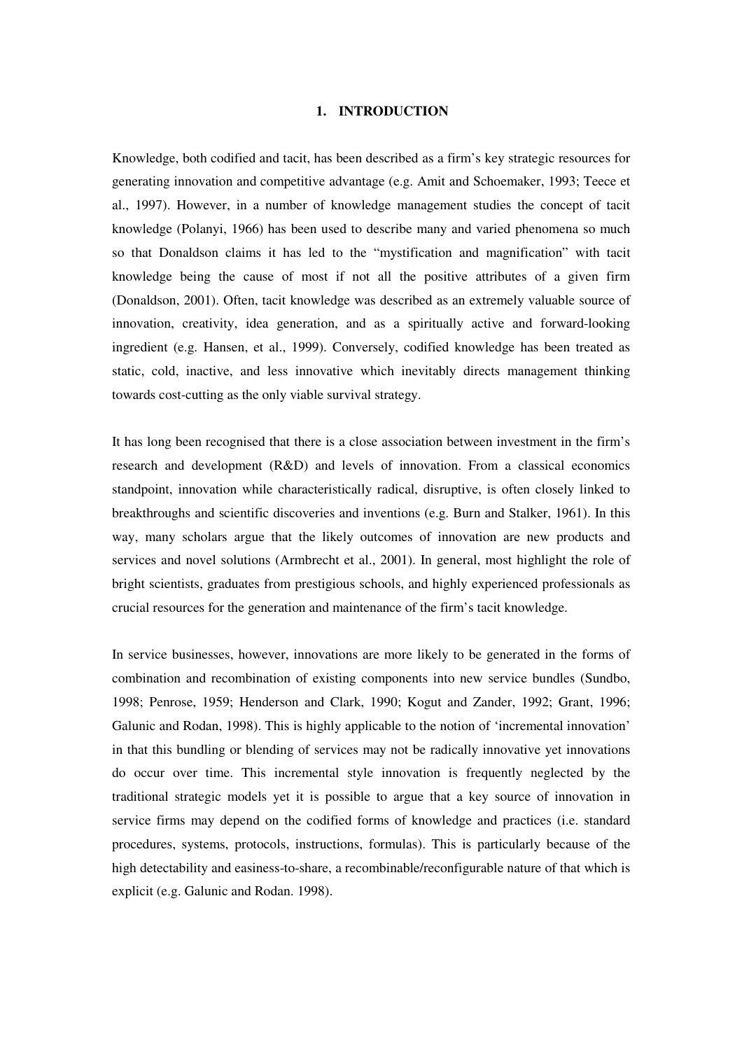## 1. INTRODUCTION

Knowledge, both codified and tacit, has been described as a firm's key strategic resources for generating innovation and competitive advantage (e.g. Amit and Schoemaker, 1993; Teece et al., 1997). However, in a number of knowledge management studies the concept of tacit knowledge (Polanyi, 1966) has been used to describe many and varied phenomena so much so that Donaldson claims it has led to the "mystification and magnification" with tacit knowledge being the cause of most if not all the positive attributes of a given firm (Donaldson, 2001). Often, tacit knowledge was described as an extremely valuable source of innovation, creativity, idea generation, and as a spiritually active and forward-looking ingredient (e.g. Hansen, et al., 1999). Conversely, codified knowledge has been treated as static, cold, inactive, and less innovative which inevitably directs management thinking towards cost-cutting as the only viable survival strategy.

It has long been recognised that there is a close association between investment in the firm's research and development (R&D) and levels of innovation. From a classical economics standpoint, innovation while characteristically radical, disruptive, is often closely linked to breakthroughs and scientific discoveries and inventions (e.g. Burn and Stalker, 1961). In this way, many scholars argue that the likely outcomes of innovation are new products and services and novel solutions (Armbrecht et al., 2001). In general, most highlight the role of bright scientists, graduates from prestigious schools, and highly experienced professionals as crucial resources for the generation and maintenance of the firm's tacit knowledge.

In service businesses, however, innovations are more likely to be generated in the forms of combination and recombination of existing components into new service bundles (Sundbo, 1998; Penrose, 1959; Henderson and Clark, 1990; Kogut and Zander, 1992; Grant, 1996; Galunic and Rodan, 1998). This is highly applicable to the notion of 'incremental innovation' in that this bundling or blending of services may not be radically innovative yet innovations do occur over time. This incremental style innovation is frequently neglected by the traditional strategic models yet it is possible to argue that a key source of innovation in service firms may depend on the codified forms of knowledge and practices (i.e. standard procedures, systems, protocols, instructions, formulas). This is particularly because of the high detectability and easiness-to-share, a recombinable/reconfigurable nature of that which is explicit (e.g. Galunic and Rodan. 1998).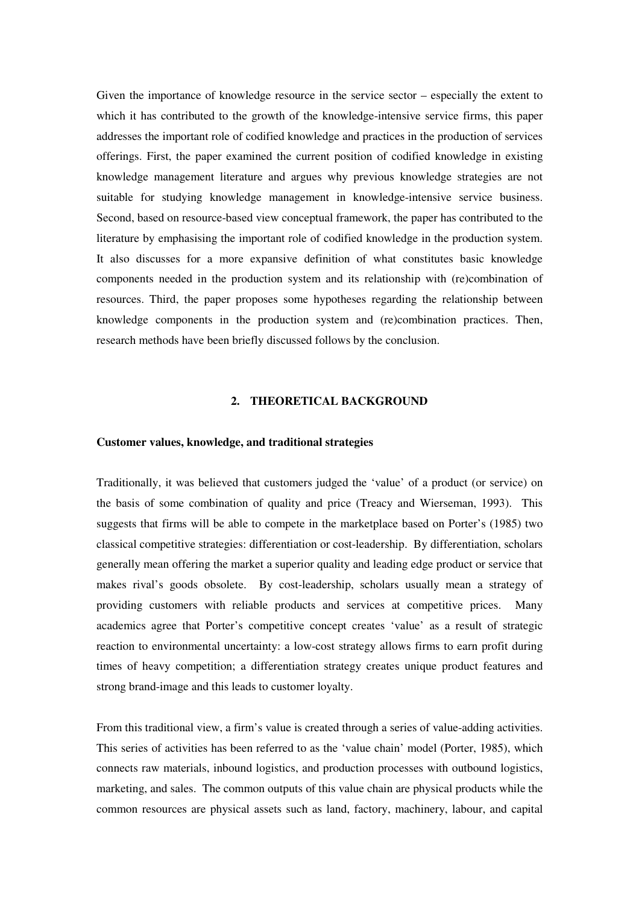Given the importance of knowledge resource in the service sector – especially the extent to which it has contributed to the growth of the knowledge-intensive service firms, this paper addresses the important role of codified knowledge and practices in the production of services offerings. First, the paper examined the current position of codified knowledge in existing knowledge management literature and argues why previous knowledge strategies are not suitable for studying knowledge management in knowledge-intensive service business. Second, based on resource-based view conceptual framework, the paper has contributed to the literature by emphasising the important role of codified knowledge in the production system. It also discusses for a more expansive definition of what constitutes basic knowledge components needed in the production system and its relationship with (re)combination of resources. Third, the paper proposes some hypotheses regarding the relationship between knowledge components in the production system and (re)combination practices. Then, research methods have been briefly discussed follows by the conclusion.

## 2. THEORETICAL BACKGROUND

**Customer values, knowledge, and traditional strategies**

Traditionally, it was believed that customers judged the 'value' of a product (or service) on the basis of some combination of quality and price (Treacy and Wierseman, 1993). This suggests that firms will be able to compete in the marketplace based on Porter's (1985) two classical competitive strategies: differentiation or cost-leadership. By differentiation, scholars generally mean offering the market a superior quality and leading edge product or service that makes rival's goods obsolete. By cost-leadership, scholars usually mean a strategy of providing customers with reliable products and services at competitive prices. Many academics agree that Porter's competitive concept creates 'value' as a result of strategic reaction to environmental uncertainty: a low-cost strategy allows firms to earn profit during times of heavy competition; a differentiation strategy creates unique product features and strong brand-image and this leads to customer loyalty.

From this traditional view, a firm's value is created through a series of value-adding activities. This series of activities has been referred to as the 'value chain' model (Porter, 1985), which connects raw materials, inbound logistics, and production processes with outbound logistics, marketing, and sales. The common outputs of this value chain are physical products while the common resources are physical assets such as land, factory, machinery, labour, and capital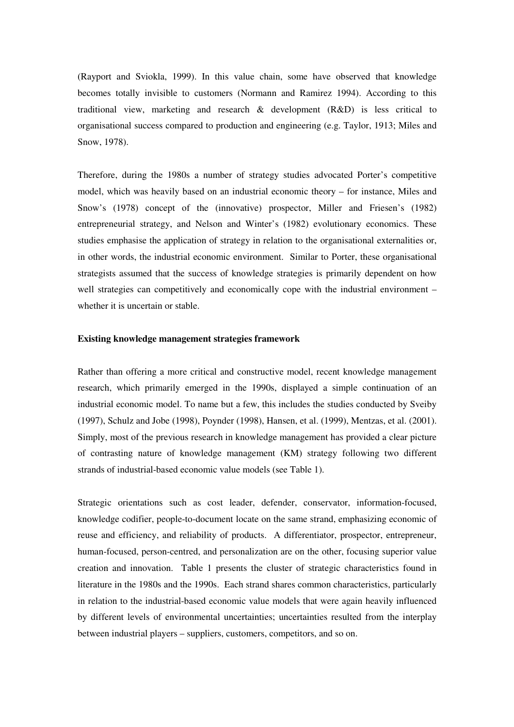(Rayport and Sviokla, 1999). In this value chain, some have observed that knowledge becomes totally invisible to customers (Normann and Ramirez 1994). According to this traditional view, marketing and research & development (R&D) is less critical to organisational success compared to production and engineering (e.g. Taylor, 1913; Miles and Snow, 1978).

Therefore, during the 1980s a number of strategy studies advocated Porter's competitive model, which was heavily based on an industrial economic theory – for instance, Miles and Snow's (1978) concept of the (innovative) prospector, Miller and Friesen's (1982) entrepreneurial strategy, and Nelson and Winter's (1982) evolutionary economics. These studies emphasise the application of strategy in relation to the organisational externalities or, in other words, the industrial economic environment. Similar to Porter, these organisational strategists assumed that the success of knowledge strategies is primarily dependent on how well strategies can competitively and economically cope with the industrial environment – whether it is uncertain or stable.

**Existing knowledge management strategies framework**

Rather than offering a more critical and constructive model, recent knowledge management research, which primarily emerged in the 1990s, displayed a simple continuation of an industrial economic model. To name but a few, this includes the studies conducted by Sveiby (1997), Schulz and Jobe (1998), Poynder (1998), Hansen, et al. (1999), Mentzas, et al. (2001). Simply, most of the previous research in knowledge management has provided a clear picture of contrasting nature of knowledge management (KM) strategy following two different strands of industrial-based economic value models (see Table 1).

Strategic orientations such as cost leader, defender, conservator, information-focused, knowledge codifier, people-to-document locate on the same strand, emphasizing economic of reuse and efficiency, and reliability of products. A differentiator, prospector, entrepreneur, human-focused, person-centred, and personalization are on the other, focusing superior value creation and innovation. Table 1 presents the cluster of strategic characteristics found in literature in the 1980s and the 1990s. Each strand shares common characteristics, particularly in relation to the industrial-based economic value models that were again heavily influenced by different levels of environmental uncertainties; uncertainties resulted from the interplay between industrial players – suppliers, customers, competitors, and so on.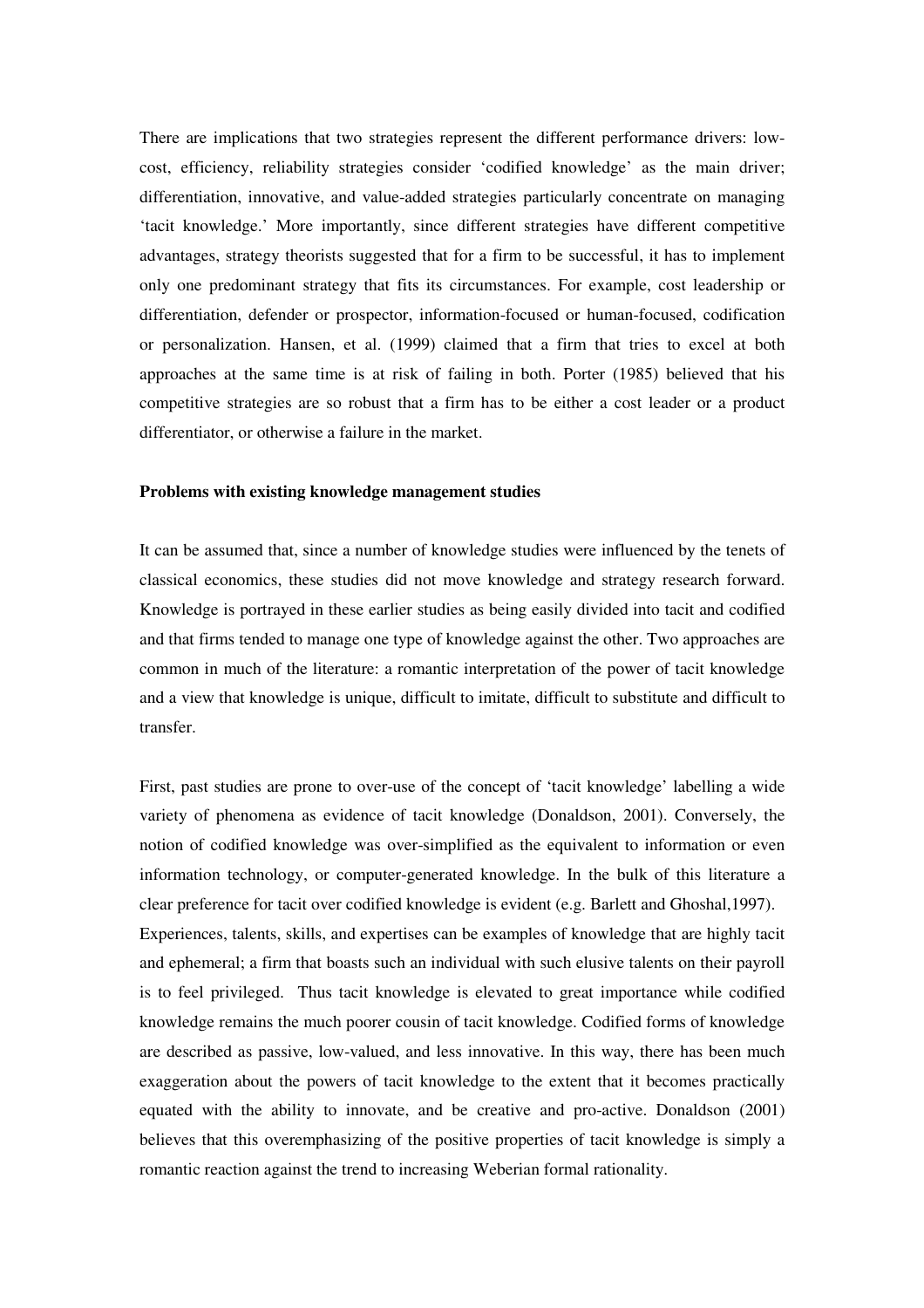There are implications that two strategies represent the different performance drivers: low-cost, efficiency, reliability strategies consider 'codified knowledge' as the main driver; differentiation, innovative, and value-added strategies particularly concentrate on managing 'tacit knowledge.' More importantly, since different strategies have different competitive advantages, strategy theorists suggested that for a firm to be successful, it has to implement only one predominant strategy that fits its circumstances. For example, cost leadership or differentiation, defender or prospector, information-focused or human-focused, codification or personalization. Hansen, et al. (1999) claimed that a firm that tries to excel at both approaches at the same time is at risk of failing in both. Porter (1985) believed that his competitive strategies are so robust that a firm has to be either a cost leader or a product differentiator, or otherwise a failure in the market.

**Problems with existing knowledge management studies**

It can be assumed that, since a number of knowledge studies were influenced by the tenets of classical economics, these studies did not move knowledge and strategy research forward. Knowledge is portrayed in these earlier studies as being easily divided into tacit and codified and that firms tended to manage one type of knowledge against the other. Two approaches are common in much of the literature: a romantic interpretation of the power of tacit knowledge and a view that knowledge is unique, difficult to imitate, difficult to substitute and difficult to transfer.

First, past studies are prone to over-use of the concept of 'tacit knowledge' labelling a wide variety of phenomena as evidence of tacit knowledge (Donaldson, 2001). Conversely, the notion of codified knowledge was over-simplified as the equivalent to information or even information technology, or computer-generated knowledge. In the bulk of this literature a clear preference for tacit over codified knowledge is evident (e.g. Barlett and Ghoshal,1997). Experiences, talents, skills, and expertises can be examples of knowledge that are highly tacit and ephemeral; a firm that boasts such an individual with such elusive talents on their payroll is to feel privileged. Thus tacit knowledge is elevated to great importance while codified knowledge remains the much poorer cousin of tacit knowledge. Codified forms of knowledge are described as passive, low-valued, and less innovative. In this way, there has been much exaggeration about the powers of tacit knowledge to the extent that it becomes practically equated with the ability to innovate, and be creative and pro-active. Donaldson (2001) believes that this overemphasizing of the positive properties of tacit knowledge is simply a romantic reaction against the trend to increasing Weberian formal rationality.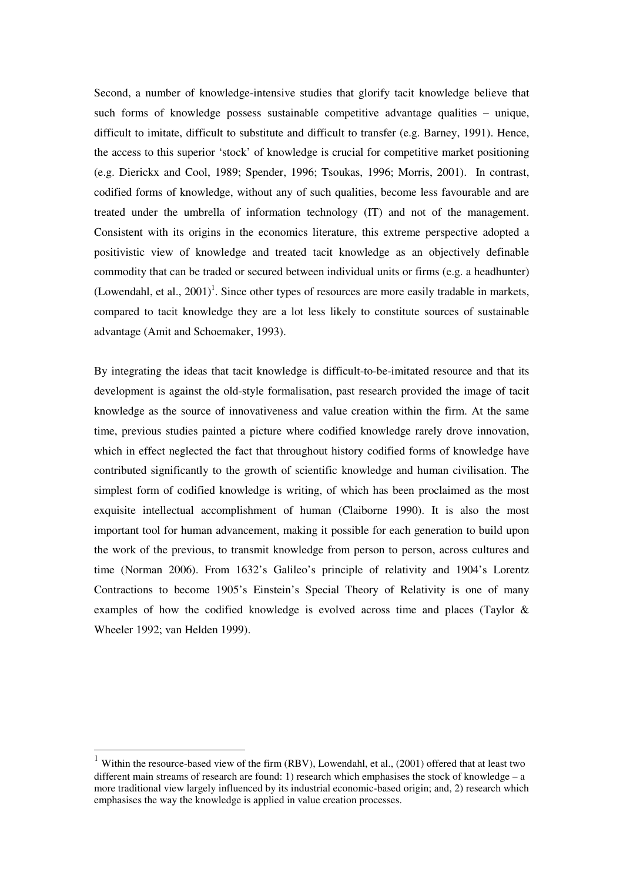Second, a number of knowledge-intensive studies that glorify tacit knowledge believe that such forms of knowledge possess sustainable competitive advantage qualities – unique, difficult to imitate, difficult to substitute and difficult to transfer (e.g. Barney, 1991). Hence, the access to this superior 'stock' of knowledge is crucial for competitive market positioning (e.g. Dierickx and Cool, 1989; Spender, 1996; Tsoukas, 1996; Morris, 2001). In contrast, codified forms of knowledge, without any of such qualities, become less favourable and are treated under the umbrella of information technology (IT) and not of the management. Consistent with its origins in the economics literature, this extreme perspective adopted a positivistic view of knowledge and treated tacit knowledge as an objectively definable commodity that can be traded or secured between individual units or firms (e.g. a headhunter) (Lowendahl, et al., 2001)[1]. Since other types of resources are more easily tradable in markets, compared to tacit knowledge they are a lot less likely to constitute sources of sustainable advantage (Amit and Schoemaker, 1993).

By integrating the ideas that tacit knowledge is difficult-to-be-imitated resource and that its development is against the old-style formalisation, past research provided the image of tacit knowledge as the source of innovativeness and value creation within the firm. At the same time, previous studies painted a picture where codified knowledge rarely drove innovation, which in effect neglected the fact that throughout history codified forms of knowledge have contributed significantly to the growth of scientific knowledge and human civilisation. The simplest form of codified knowledge is writing, of which has been proclaimed as the most exquisite intellectual accomplishment of human (Claiborne 1990). It is also the most important tool for human advancement, making it possible for each generation to build upon the work of the previous, to transmit knowledge from person to person, across cultures and time (Norman 2006). From 1632's Galileo's principle of relativity and 1904's Lorentz Contractions to become 1905's Einstein's Special Theory of Relativity is one of many examples of how the codified knowledge is evolved across time and places (Taylor & Wheeler 1992; van Helden 1999).

[1] Within the resource-based view of the firm (RBV), Lowendahl, et al., (2001) offered that at least two different main streams of research are found: 1) research which emphasises the stock of knowledge – a more traditional view largely influenced by its industrial economic-based origin; and, 2) research which emphasises the way the knowledge is applied in value creation processes.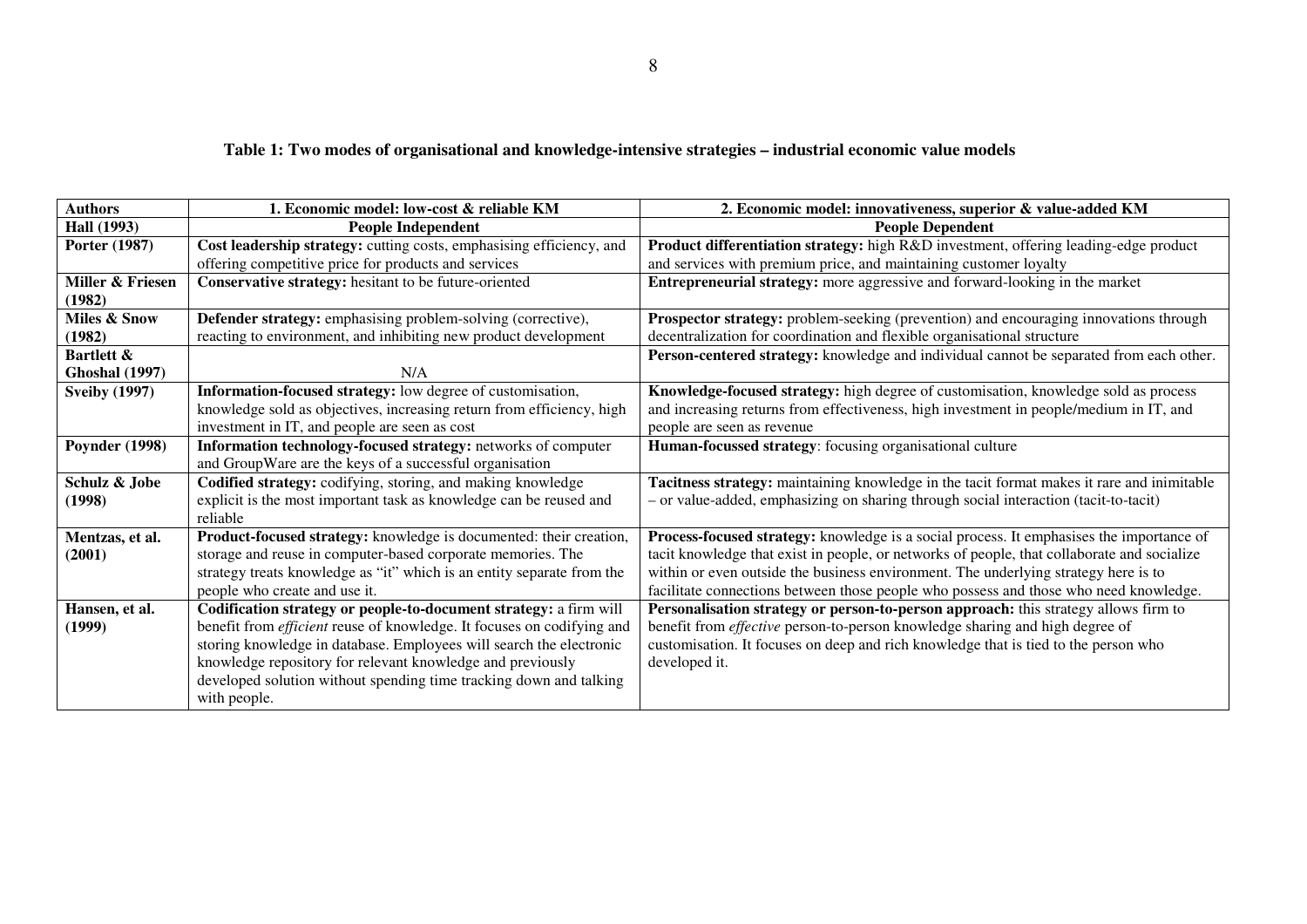**Table 1: Two modes of organisational and knowledge-intensive strategies – industrial economic value models**

| **Authors** | **1. Economic model: low-cost & reliable KM** | **2. Economic model: innovativeness, superior & value-added KM** |
|---|---|---|
| **Hall (1993)** | **People Independent** | **People Dependent** |
| **Porter (1987)** | **Cost leadership strategy:** cutting costs, emphasising efficiency, and offering competitive price for products and services | **Product differentiation strategy:** high R&D investment, offering leading-edge product and services with premium price, and maintaining customer loyalty |
| **Miller & Friesen (1982)** | **Conservative strategy:** hesitant to be future-oriented | **Entrepreneurial strategy:** more aggressive and forward-looking in the market |
| **Miles & Snow (1982)** | **Defender strategy:** emphasising problem-solving (corrective), reacting to environment, and inhibiting new product development | **Prospector strategy:** problem-seeking (prevention) and encouraging innovations through decentralization for coordination and flexible organisational structure |
| **Bartlett & Ghoshal (1997)** | N/A | **Person-centered strategy:** knowledge and individual cannot be separated from each other. |
| **Sveiby (1997)** | **Information-focused strategy:** low degree of customisation, knowledge sold as objectives, increasing return from efficiency, high investment in IT, and people are seen as cost | **Knowledge-focused strategy:** high degree of customisation, knowledge sold as process and increasing returns from effectiveness, high investment in people/medium in IT, and people are seen as revenue |
| **Poynder (1998)** | **Information technology-focused strategy:** networks of computer and GroupWare are the keys of a successful organisation | **Human-focussed strategy**: focusing organisational culture |
| **Schulz & Jobe (1998)** | **Codified strategy:** codifying, storing, and making knowledge explicit is the most important task as knowledge can be reused and reliable | **Tacitness strategy:** maintaining knowledge in the tacit format makes it rare and inimitable – or value-added, emphasizing on sharing through social interaction (tacit-to-tacit) |
| **Mentzas, et al. (2001)** | **Product-focused strategy:** knowledge is documented: their creation, storage and reuse in computer-based corporate memories. The strategy treats knowledge as "it" which is an entity separate from the people who create and use it. | **Process-focused strategy:** knowledge is a social process. It emphasises the importance of tacit knowledge that exist in people, or networks of people, that collaborate and socialize within or even outside the business environment. The underlying strategy here is to facilitate connections between those people who possess and those who need knowledge. |
| **Hansen, et al. (1999)** | **Codification strategy or people-to-document strategy:** a firm will benefit from *efficient* reuse of knowledge. It focuses on codifying and storing knowledge in database. Employees will search the electronic knowledge repository for relevant knowledge and previously developed solution without spending time tracking down and talking with people. | **Personalisation strategy or person-to-person approach:** this strategy allows firm to benefit from *effective* person-to-person knowledge sharing and high degree of customisation. It focuses on deep and rich knowledge that is tied to the person who developed it. |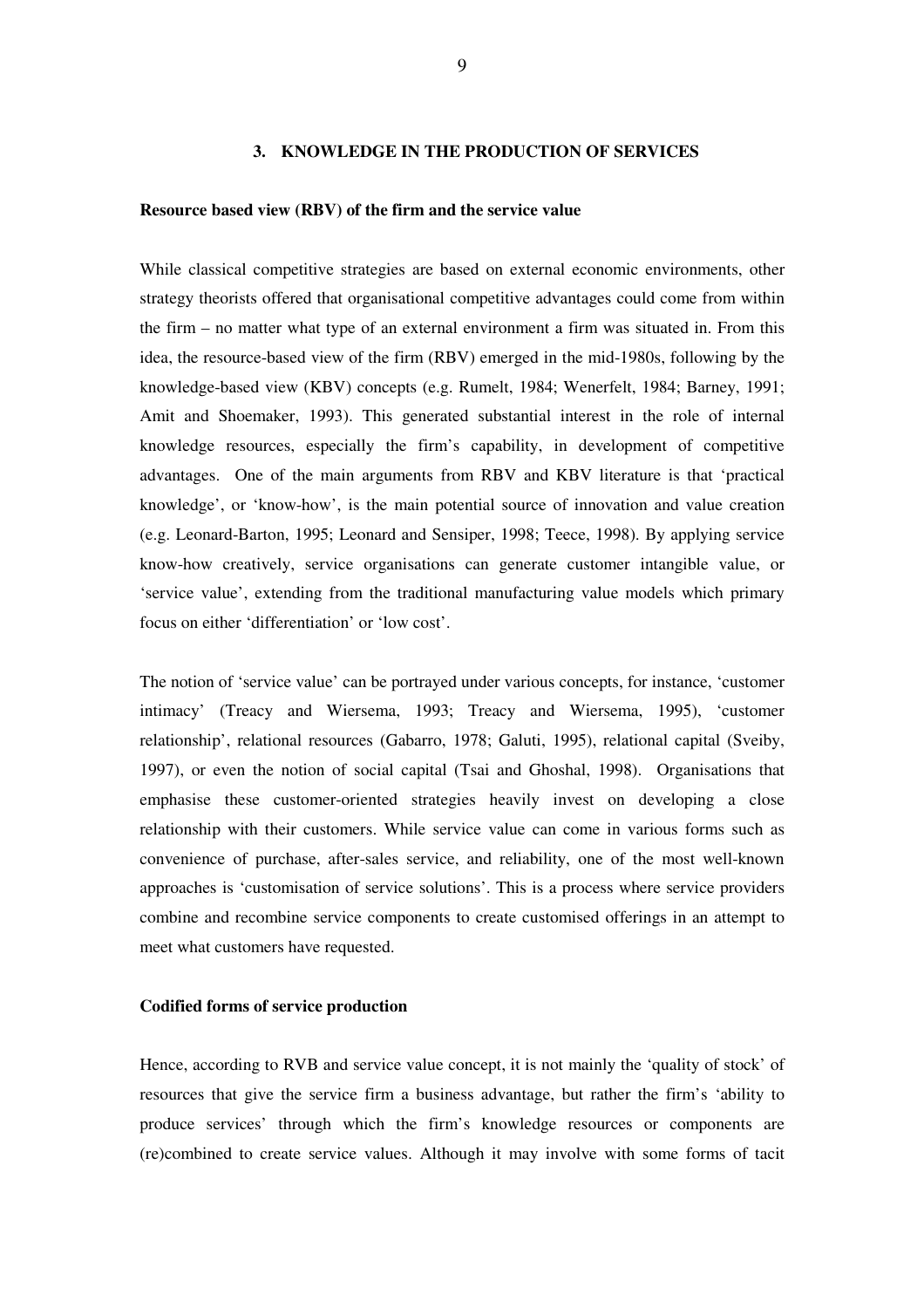## 3. KNOWLEDGE IN THE PRODUCTION OF SERVICES

### Resource based view (RBV) of the firm and the service value

While classical competitive strategies are based on external economic environments, other strategy theorists offered that organisational competitive advantages could come from within the firm – no matter what type of an external environment a firm was situated in. From this idea, the resource-based view of the firm (RBV) emerged in the mid-1980s, following by the knowledge-based view (KBV) concepts (e.g. Rumelt, 1984; Wenerfelt, 1984; Barney, 1991; Amit and Shoemaker, 1993). This generated substantial interest in the role of internal knowledge resources, especially the firm's capability, in development of competitive advantages. One of the main arguments from RBV and KBV literature is that 'practical knowledge', or 'know-how', is the main potential source of innovation and value creation (e.g. Leonard-Barton, 1995; Leonard and Sensiper, 1998; Teece, 1998). By applying service know-how creatively, service organisations can generate customer intangible value, or 'service value', extending from the traditional manufacturing value models which primary focus on either 'differentiation' or 'low cost'.

The notion of 'service value' can be portrayed under various concepts, for instance, 'customer intimacy' (Treacy and Wiersema, 1993; Treacy and Wiersema, 1995), 'customer relationship', relational resources (Gabarro, 1978; Galuti, 1995), relational capital (Sveiby, 1997), or even the notion of social capital (Tsai and Ghoshal, 1998). Organisations that emphasise these customer-oriented strategies heavily invest on developing a close relationship with their customers. While service value can come in various forms such as convenience of purchase, after-sales service, and reliability, one of the most well-known approaches is 'customisation of service solutions'. This is a process where service providers combine and recombine service components to create customised offerings in an attempt to meet what customers have requested.

### Codified forms of service production

Hence, according to RVB and service value concept, it is not mainly the 'quality of stock' of resources that give the service firm a business advantage, but rather the firm's 'ability to produce services' through which the firm's knowledge resources or components are (re)combined to create service values. Although it may involve with some forms of tacit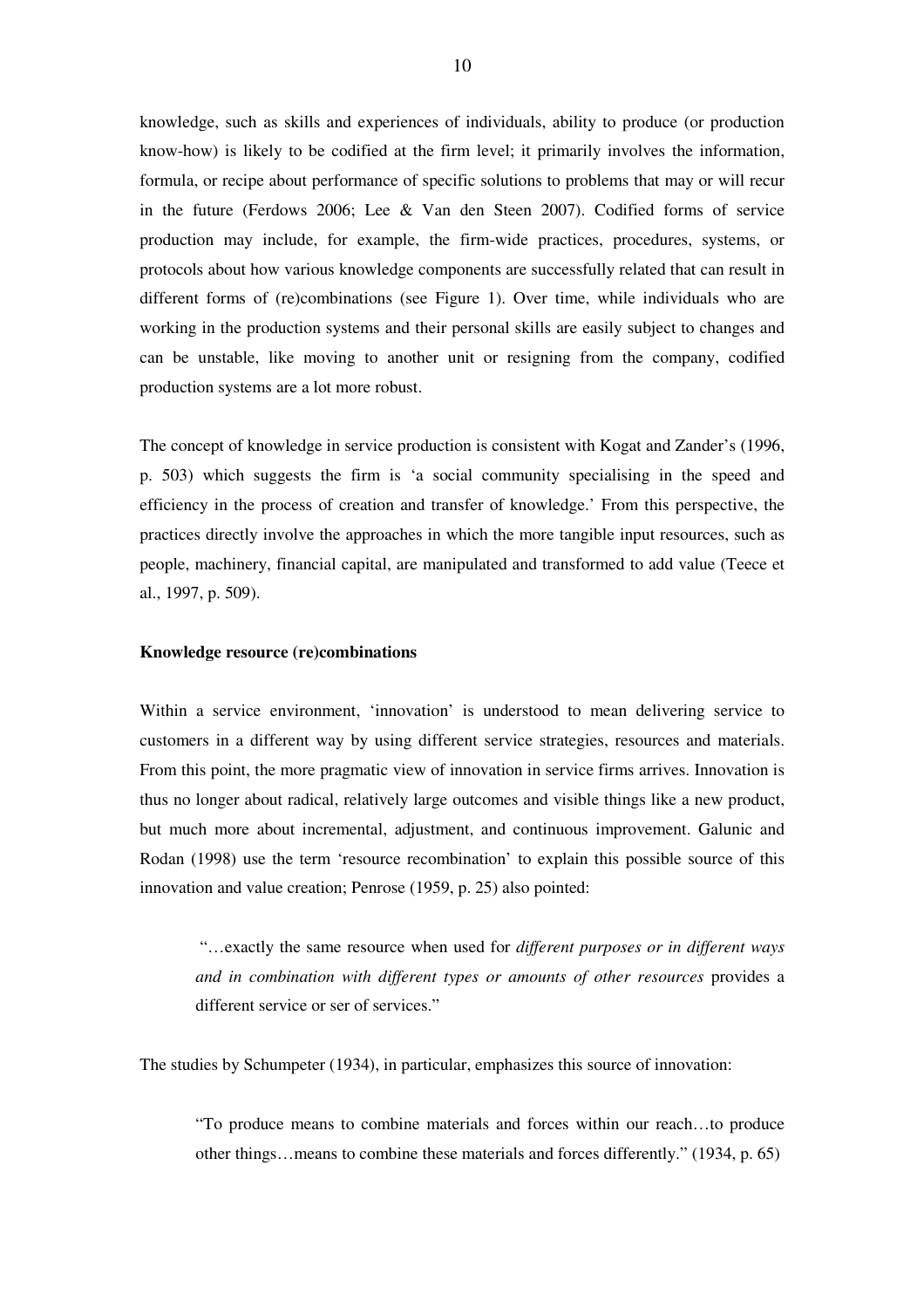knowledge, such as skills and experiences of individuals, ability to produce (or production know-how) is likely to be codified at the firm level; it primarily involves the information, formula, or recipe about performance of specific solutions to problems that may or will recur in the future (Ferdows 2006; Lee & Van den Steen 2007). Codified forms of service production may include, for example, the firm-wide practices, procedures, systems, or protocols about how various knowledge components are successfully related that can result in different forms of (re)combinations (see Figure 1). Over time, while individuals who are working in the production systems and their personal skills are easily subject to changes and can be unstable, like moving to another unit or resigning from the company, codified production systems are a lot more robust.

The concept of knowledge in service production is consistent with Kogat and Zander's (1996, p. 503) which suggests the firm is 'a social community specialising in the speed and efficiency in the process of creation and transfer of knowledge.' From this perspective, the practices directly involve the approaches in which the more tangible input resources, such as people, machinery, financial capital, are manipulated and transformed to add value (Teece et al., 1997, p. 509).

**Knowledge resource (re)combinations**

Within a service environment, 'innovation' is understood to mean delivering service to customers in a different way by using different service strategies, resources and materials. From this point, the more pragmatic view of innovation in service firms arrives. Innovation is thus no longer about radical, relatively large outcomes and visible things like a new product, but much more about incremental, adjustment, and continuous improvement. Galunic and Rodan (1998) use the term 'resource recombination' to explain this possible source of this innovation and value creation; Penrose (1959, p. 25) also pointed:

> "…exactly the same resource when used for *different purposes or in different ways and in combination with different types or amounts of other resources* provides a different service or ser of services."

The studies by Schumpeter (1934), in particular, emphasizes this source of innovation:

> "To produce means to combine materials and forces within our reach…to produce other things…means to combine these materials and forces differently." (1934, p. 65)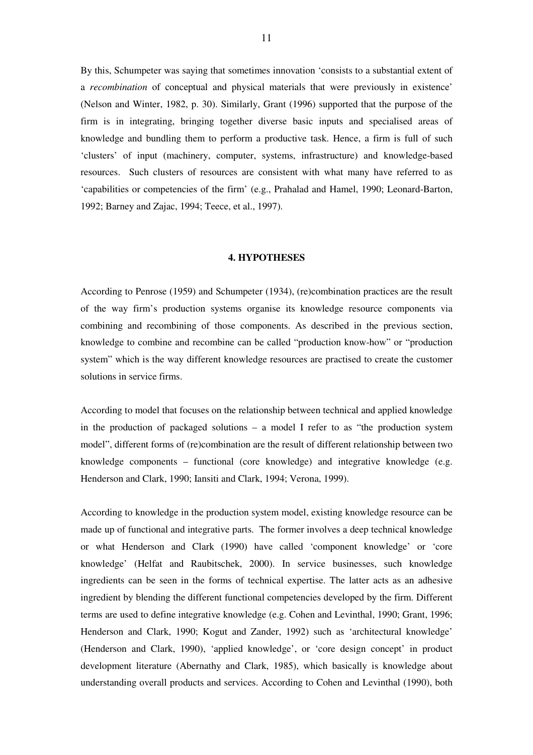By this, Schumpeter was saying that sometimes innovation 'consists to a substantial extent of a *recombination* of conceptual and physical materials that were previously in existence' (Nelson and Winter, 1982, p. 30). Similarly, Grant (1996) supported that the purpose of the firm is in integrating, bringing together diverse basic inputs and specialised areas of knowledge and bundling them to perform a productive task. Hence, a firm is full of such 'clusters' of input (machinery, computer, systems, infrastructure) and knowledge-based resources. Such clusters of resources are consistent with what many have referred to as 'capabilities or competencies of the firm' (e.g., Prahalad and Hamel, 1990; Leonard-Barton, 1992; Barney and Zajac, 1994; Teece, et al., 1997).

## 4. HYPOTHESES

According to Penrose (1959) and Schumpeter (1934), (re)combination practices are the result of the way firm's production systems organise its knowledge resource components via combining and recombining of those components. As described in the previous section, knowledge to combine and recombine can be called "production know-how" or "production system" which is the way different knowledge resources are practised to create the customer solutions in service firms.

According to model that focuses on the relationship between technical and applied knowledge in the production of packaged solutions – a model I refer to as "the production system model", different forms of (re)combination are the result of different relationship between two knowledge components – functional (core knowledge) and integrative knowledge (e.g. Henderson and Clark, 1990; Iansiti and Clark, 1994; Verona, 1999).

According to knowledge in the production system model, existing knowledge resource can be made up of functional and integrative parts. The former involves a deep technical knowledge or what Henderson and Clark (1990) have called 'component knowledge' or 'core knowledge' (Helfat and Raubitschek, 2000). In service businesses, such knowledge ingredients can be seen in the forms of technical expertise. The latter acts as an adhesive ingredient by blending the different functional competencies developed by the firm. Different terms are used to define integrative knowledge (e.g. Cohen and Levinthal, 1990; Grant, 1996; Henderson and Clark, 1990; Kogut and Zander, 1992) such as 'architectural knowledge' (Henderson and Clark, 1990), 'applied knowledge', or 'core design concept' in product development literature (Abernathy and Clark, 1985), which basically is knowledge about understanding overall products and services. According to Cohen and Levinthal (1990), both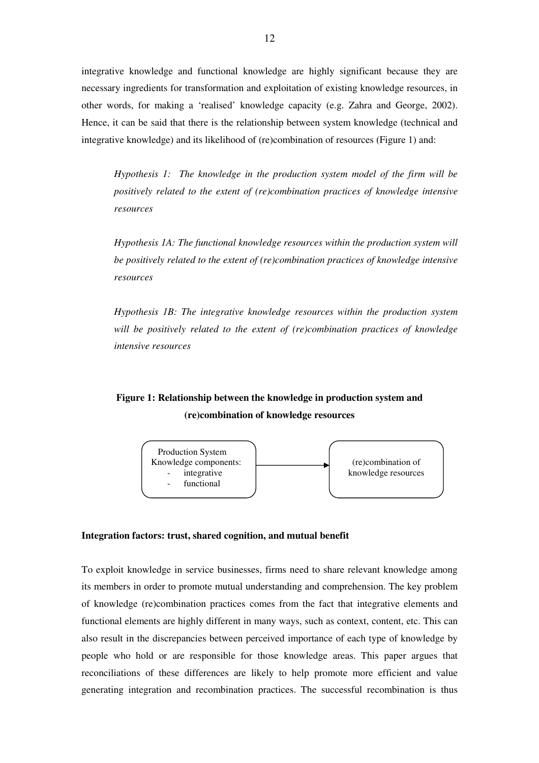integrative knowledge and functional knowledge are highly significant because they are necessary ingredients for transformation and exploitation of existing knowledge resources, in other words, for making a 'realised' knowledge capacity (e.g. Zahra and George, 2002). Hence, it can be said that there is the relationship between system knowledge (technical and integrative knowledge) and its likelihood of (re)combination of resources (Figure 1) and:

> *Hypothesis 1: The knowledge in the production system model of the firm will be positively related to the extent of (re)combination practices of knowledge intensive resources*
>
> *Hypothesis 1A: The functional knowledge resources within the production system will be positively related to the extent of (re)combination practices of knowledge intensive resources*
>
> *Hypothesis 1B: The integrative knowledge resources within the production system will be positively related to the extent of (re)combination practices of knowledge intensive resources*

**Figure 1: Relationship between the knowledge in production system and (re)combination of knowledge resources**

Production System Knowledge components:
- integrative
- functional

(re)combination of knowledge resources

**Integration factors: trust, shared cognition, and mutual benefit**

To exploit knowledge in service businesses, firms need to share relevant knowledge among its members in order to promote mutual understanding and comprehension. The key problem of knowledge (re)combination practices comes from the fact that integrative elements and functional elements are highly different in many ways, such as context, content, etc. This can also result in the discrepancies between perceived importance of each type of knowledge by people who hold or are responsible for those knowledge areas. This paper argues that reconciliations of these differences are likely to help promote more efficient and value generating integration and recombination practices. The successful recombination is thus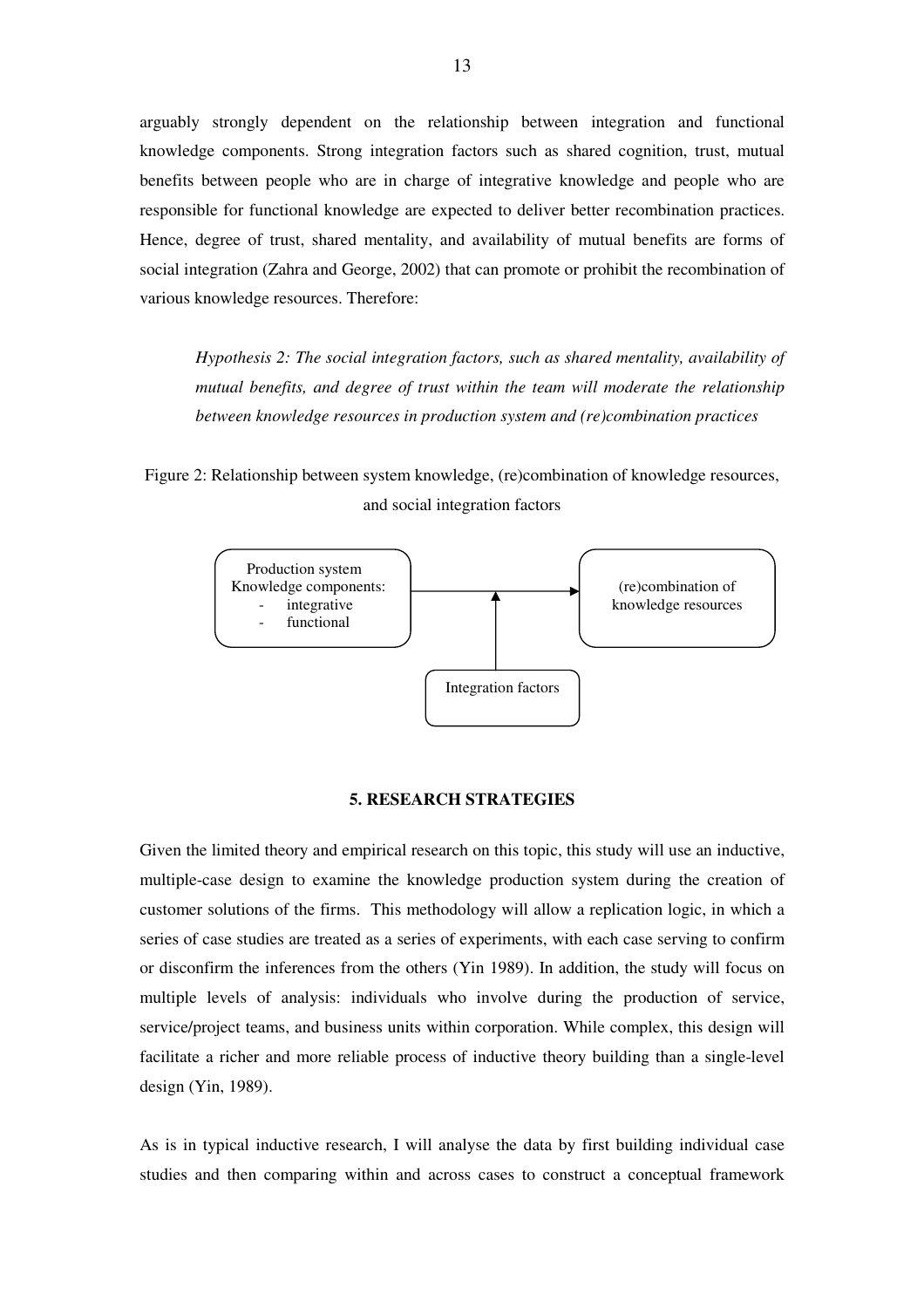arguably strongly dependent on the relationship between integration and functional knowledge components. Strong integration factors such as shared cognition, trust, mutual benefits between people who are in charge of integrative knowledge and people who are responsible for functional knowledge are expected to deliver better recombination practices. Hence, degree of trust, shared mentality, and availability of mutual benefits are forms of social integration (Zahra and George, 2002) that can promote or prohibit the recombination of various knowledge resources. Therefore:

> *Hypothesis 2: The social integration factors, such as shared mentality, availability of mutual benefits, and degree of trust within the team will moderate the relationship between knowledge resources in production system and (re)combination practices*

Figure 2: Relationship between system knowledge, (re)combination of knowledge resources, and social integration factors

Production system
Knowledge components:
- integrative
- functional

(re)combination of knowledge resources

Integration factors

## 5. RESEARCH STRATEGIES

Given the limited theory and empirical research on this topic, this study will use an inductive, multiple-case design to examine the knowledge production system during the creation of customer solutions of the firms. This methodology will allow a replication logic, in which a series of case studies are treated as a series of experiments, with each case serving to confirm or disconfirm the inferences from the others (Yin 1989). In addition, the study will focus on multiple levels of analysis: individuals who involve during the production of service, service/project teams, and business units within corporation. While complex, this design will facilitate a richer and more reliable process of inductive theory building than a single-level design (Yin, 1989).

As is in typical inductive research, I will analyse the data by first building individual case studies and then comparing within and across cases to construct a conceptual framework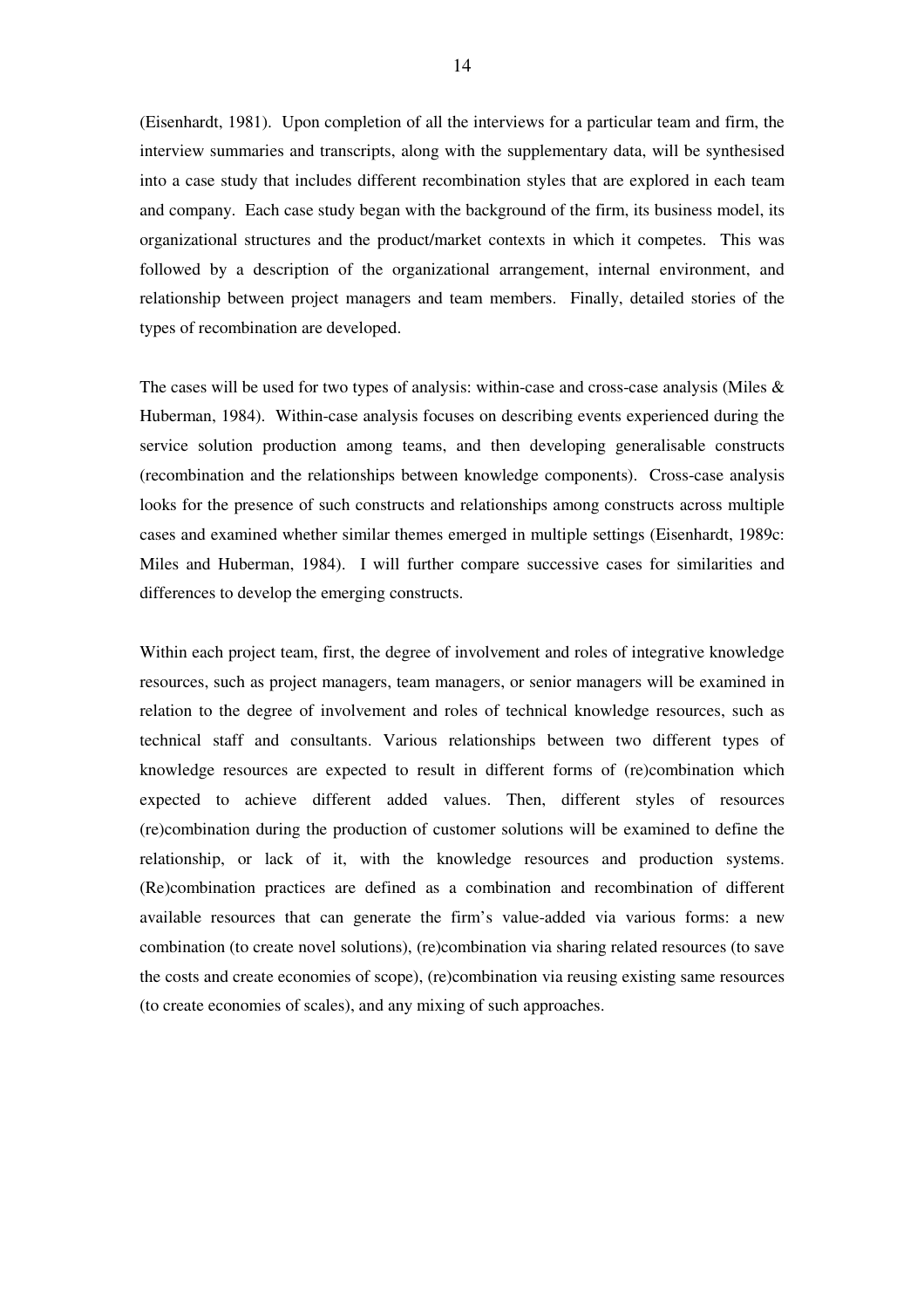(Eisenhardt, 1981). Upon completion of all the interviews for a particular team and firm, the interview summaries and transcripts, along with the supplementary data, will be synthesised into a case study that includes different recombination styles that are explored in each team and company. Each case study began with the background of the firm, its business model, its organizational structures and the product/market contexts in which it competes. This was followed by a description of the organizational arrangement, internal environment, and relationship between project managers and team members. Finally, detailed stories of the types of recombination are developed.

The cases will be used for two types of analysis: within-case and cross-case analysis (Miles & Huberman, 1984). Within-case analysis focuses on describing events experienced during the service solution production among teams, and then developing generalisable constructs (recombination and the relationships between knowledge components). Cross-case analysis looks for the presence of such constructs and relationships among constructs across multiple cases and examined whether similar themes emerged in multiple settings (Eisenhardt, 1989c: Miles and Huberman, 1984). I will further compare successive cases for similarities and differences to develop the emerging constructs.

Within each project team, first, the degree of involvement and roles of integrative knowledge resources, such as project managers, team managers, or senior managers will be examined in relation to the degree of involvement and roles of technical knowledge resources, such as technical staff and consultants. Various relationships between two different types of knowledge resources are expected to result in different forms of (re)combination which expected to achieve different added values. Then, different styles of resources (re)combination during the production of customer solutions will be examined to define the relationship, or lack of it, with the knowledge resources and production systems. (Re)combination practices are defined as a combination and recombination of different available resources that can generate the firm's value-added via various forms: a new combination (to create novel solutions), (re)combination via sharing related resources (to save the costs and create economies of scope), (re)combination via reusing existing same resources (to create economies of scales), and any mixing of such approaches.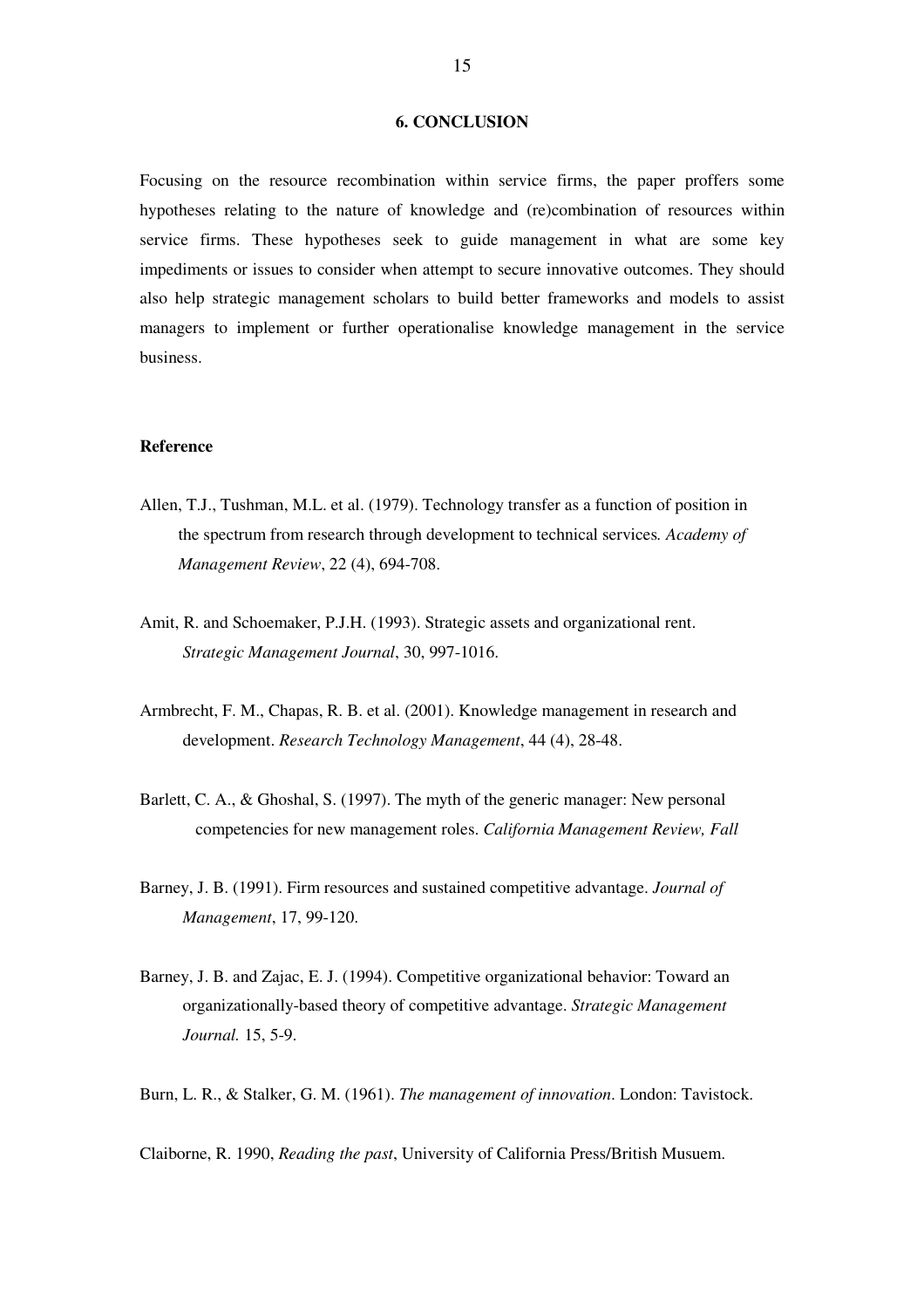## 6. CONCLUSION

Focusing on the resource recombination within service firms, the paper proffers some hypotheses relating to the nature of knowledge and (re)combination of resources within service firms. These hypotheses seek to guide management in what are some key impediments or issues to consider when attempt to secure innovative outcomes. They should also help strategic management scholars to build better frameworks and models to assist managers to implement or further operationalise knowledge management in the service business.

### Reference

Allen, T.J., Tushman, M.L. et al. (1979). Technology transfer as a function of position in the spectrum from research through development to technical services. *Academy of Management Review*, 22 (4), 694-708.

Amit, R. and Schoemaker, P.J.H. (1993). Strategic assets and organizational rent. *Strategic Management Journal*, 30, 997-1016.

Armbrecht, F. M., Chapas, R. B. et al. (2001). Knowledge management in research and development. *Research Technology Management*, 44 (4), 28-48.

Barlett, C. A., & Ghoshal, S. (1997). The myth of the generic manager: New personal competencies for new management roles. *California Management Review, Fall*

Barney, J. B. (1991). Firm resources and sustained competitive advantage. *Journal of Management*, 17, 99-120.

Barney, J. B. and Zajac, E. J. (1994). Competitive organizational behavior: Toward an organizationally-based theory of competitive advantage. *Strategic Management Journal.* 15, 5-9.

Burn, L. R., & Stalker, G. M. (1961). *The management of innovation*. London: Tavistock.

Claiborne, R. 1990, *Reading the past*, University of California Press/British Musuem.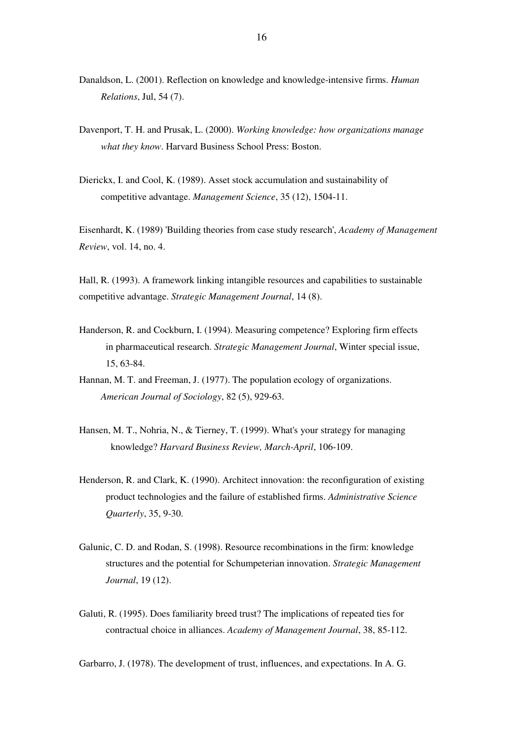Danaldson, L. (2001). Reflection on knowledge and knowledge-intensive firms. *Human Relations*, Jul, 54 (7).

Davenport, T. H. and Prusak, L. (2000). *Working knowledge: how organizations manage what they know*. Harvard Business School Press: Boston.

Dierickx, I. and Cool, K. (1989). Asset stock accumulation and sustainability of competitive advantage. *Management Science*, 35 (12), 1504-11.

Eisenhardt, K. (1989) 'Building theories from case study research', *Academy of Management Review*, vol. 14, no. 4.

Hall, R. (1993). A framework linking intangible resources and capabilities to sustainable competitive advantage. *Strategic Management Journal*, 14 (8).

Handerson, R. and Cockburn, I. (1994). Measuring competence? Exploring firm effects in pharmaceutical research. *Strategic Management Journal*, Winter special issue, 15, 63-84.

Hannan, M. T. and Freeman, J. (1977). The population ecology of organizations. *American Journal of Sociology*, 82 (5), 929-63.

Hansen, M. T., Nohria, N., & Tierney, T. (1999). What's your strategy for managing knowledge? *Harvard Business Review, March-April*, 106-109.

Henderson, R. and Clark, K. (1990). Architect innovation: the reconfiguration of existing product technologies and the failure of established firms. *Administrative Science Quarterly*, 35, 9-30.

Galunic, C. D. and Rodan, S. (1998). Resource recombinations in the firm: knowledge structures and the potential for Schumpeterian innovation. *Strategic Management Journal*, 19 (12).

Galuti, R. (1995). Does familiarity breed trust? The implications of repeated ties for contractual choice in alliances. *Academy of Management Journal*, 38, 85-112.

Garbarro, J. (1978). The development of trust, influences, and expectations. In A. G.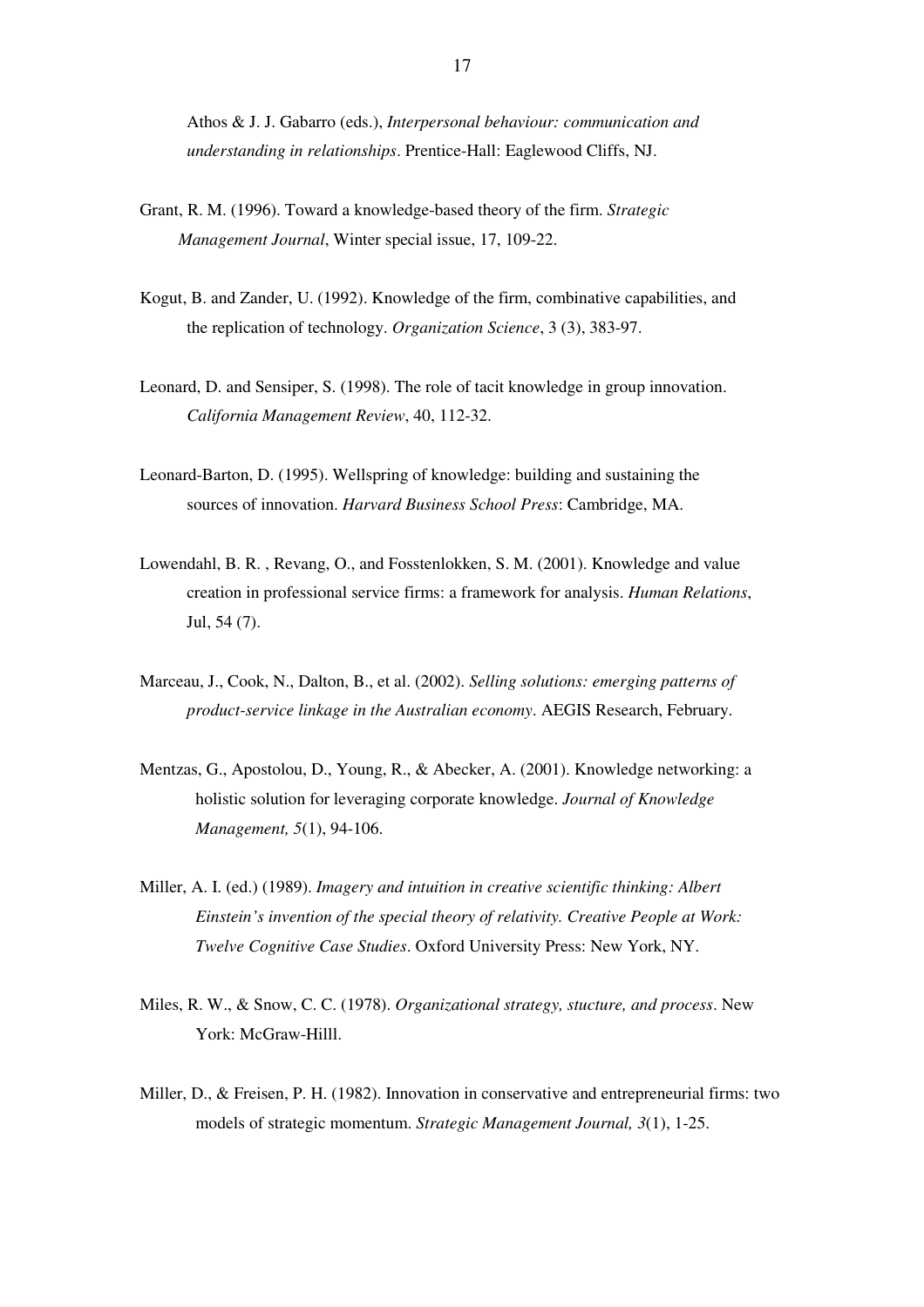Athos & J. J. Gabarro (eds.), *Interpersonal behaviour: communication and understanding in relationships*. Prentice-Hall: Eaglewood Cliffs, NJ.

Grant, R. M. (1996). Toward a knowledge-based theory of the firm. *Strategic Management Journal*, Winter special issue, 17, 109-22.

Kogut, B. and Zander, U. (1992). Knowledge of the firm, combinative capabilities, and the replication of technology. *Organization Science*, 3 (3), 383-97.

Leonard, D. and Sensiper, S. (1998). The role of tacit knowledge in group innovation. *California Management Review*, 40, 112-32.

Leonard-Barton, D. (1995). Wellspring of knowledge: building and sustaining the sources of innovation. *Harvard Business School Press*: Cambridge, MA.

Lowendahl, B. R. , Revang, O., and Fosstenlokken, S. M. (2001). Knowledge and value creation in professional service firms: a framework for analysis. *Human Relations*, Jul, 54 (7).

Marceau, J., Cook, N., Dalton, B., et al. (2002). *Selling solutions: emerging patterns of product-service linkage in the Australian economy*. AEGIS Research, February.

Mentzas, G., Apostolou, D., Young, R., & Abecker, A. (2001). Knowledge networking: a holistic solution for leveraging corporate knowledge. *Journal of Knowledge Management, 5*(1), 94-106.

Miller, A. I. (ed.) (1989). *Imagery and intuition in creative scientific thinking: Albert Einstein's invention of the special theory of relativity. Creative People at Work: Twelve Cognitive Case Studies*. Oxford University Press: New York, NY.

Miles, R. W., & Snow, C. C. (1978). *Organizational strategy, stucture, and process*. New York: McGraw-Hilll.

Miller, D., & Freisen, P. H. (1982). Innovation in conservative and entrepreneurial firms: two models of strategic momentum. *Strategic Management Journal, 3*(1), 1-25.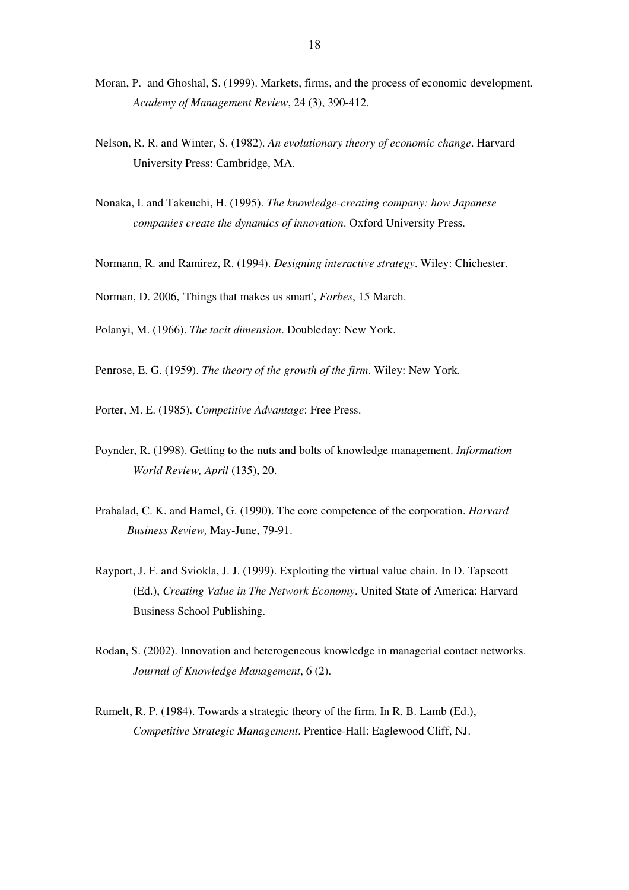Moran, P. and Ghoshal, S. (1999). Markets, firms, and the process of economic development. *Academy of Management Review*, 24 (3), 390-412.

Nelson, R. R. and Winter, S. (1982). *An evolutionary theory of economic change*. Harvard University Press: Cambridge, MA.

Nonaka, I. and Takeuchi, H. (1995). *The knowledge-creating company: how Japanese companies create the dynamics of innovation*. Oxford University Press.

Normann, R. and Ramirez, R. (1994). *Designing interactive strategy*. Wiley: Chichester.

Norman, D. 2006, 'Things that makes us smart', *Forbes*, 15 March.

Polanyi, M. (1966). *The tacit dimension*. Doubleday: New York.

Penrose, E. G. (1959). *The theory of the growth of the firm*. Wiley: New York.

Porter, M. E. (1985). *Competitive Advantage*: Free Press.

Poynder, R. (1998). Getting to the nuts and bolts of knowledge management. *Information World Review, April* (135), 20.

Prahalad, C. K. and Hamel, G. (1990). The core competence of the corporation. *Harvard Business Review,* May-June, 79-91.

Rayport, J. F. and Sviokla, J. J. (1999). Exploiting the virtual value chain. In D. Tapscott (Ed.), *Creating Value in The Network Economy*. United State of America: Harvard Business School Publishing.

Rodan, S. (2002). Innovation and heterogeneous knowledge in managerial contact networks. *Journal of Knowledge Management*, 6 (2).

Rumelt, R. P. (1984). Towards a strategic theory of the firm. In R. B. Lamb (Ed.), *Competitive Strategic Management*. Prentice-Hall: Eaglewood Cliff, NJ.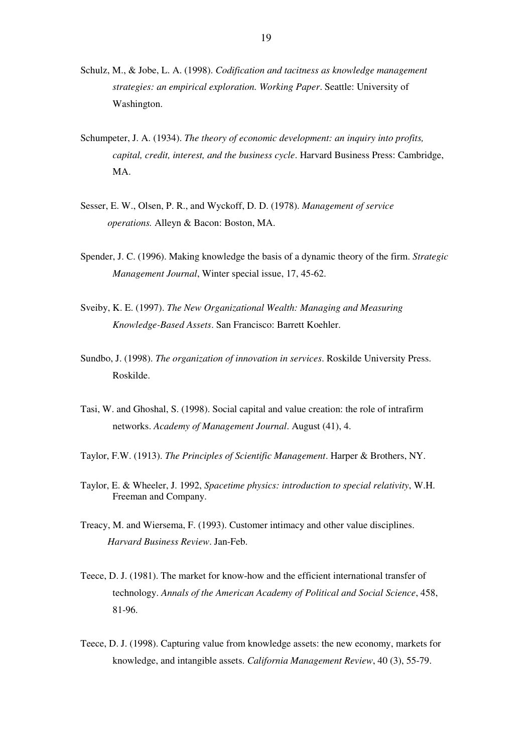Schulz, M., & Jobe, L. A. (1998). *Codification and tacitness as knowledge management strategies: an empirical exploration. Working Paper*. Seattle: University of Washington.

Schumpeter, J. A. (1934). *The theory of economic development: an inquiry into profits, capital, credit, interest, and the business cycle*. Harvard Business Press: Cambridge, MA.

Sesser, E. W., Olsen, P. R., and Wyckoff, D. D. (1978). *Management of service operations.* Alleyn & Bacon: Boston, MA.

Spender, J. C. (1996). Making knowledge the basis of a dynamic theory of the firm. *Strategic Management Journal*, Winter special issue, 17, 45-62.

Sveiby, K. E. (1997). *The New Organizational Wealth: Managing and Measuring Knowledge-Based Assets*. San Francisco: Barrett Koehler.

Sundbo, J. (1998). *The organization of innovation in services*. Roskilde University Press. Roskilde.

Tasi, W. and Ghoshal, S. (1998). Social capital and value creation: the role of intrafirm networks. *Academy of Management Journal*. August (41), 4.

Taylor, F.W. (1913). *The Principles of Scientific Management*. Harper & Brothers, NY.

Taylor, E. & Wheeler, J. 1992, *Spacetime physics: introduction to special relativity*, W.H. Freeman and Company.

Treacy, M. and Wiersema, F. (1993). Customer intimacy and other value disciplines. *Harvard Business Review*. Jan-Feb.

Teece, D. J. (1981). The market for know-how and the efficient international transfer of technology. *Annals of the American Academy of Political and Social Science*, 458, 81-96.

Teece, D. J. (1998). Capturing value from knowledge assets: the new economy, markets for knowledge, and intangible assets. *California Management Review*, 40 (3), 55-79.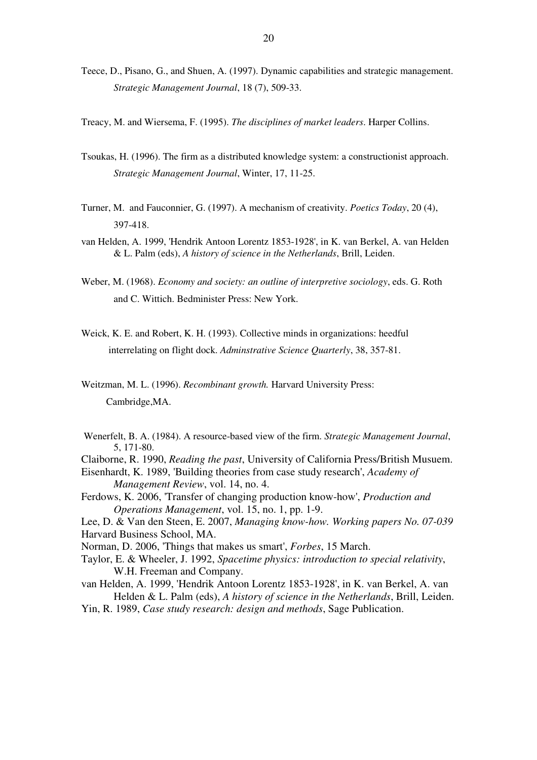Teece, D., Pisano, G., and Shuen, A. (1997). Dynamic capabilities and strategic management. *Strategic Management Journal*, 18 (7), 509-33.

Treacy, M. and Wiersema, F. (1995). *The disciplines of market leaders*. Harper Collins.

Tsoukas, H. (1996). The firm as a distributed knowledge system: a constructionist approach. *Strategic Management Journal*, Winter, 17, 11-25.

Turner, M. and Fauconnier, G. (1997). A mechanism of creativity. *Poetics Today*, 20 (4), 397-418.

van Helden, A. 1999, 'Hendrik Antoon Lorentz 1853-1928', in K. van Berkel, A. van Helden & L. Palm (eds), *A history of science in the Netherlands*, Brill, Leiden.

Weber, M. (1968). *Economy and society: an outline of interpretive sociology*, eds. G. Roth and C. Wittich. Bedminister Press: New York.

Weick, K. E. and Robert, K. H. (1993). Collective minds in organizations: heedful interrelating on flight dock. *Adminstrative Science Quarterly*, 38, 357-81.

Weitzman, M. L. (1996). *Recombinant growth.* Harvard University Press: Cambridge,MA.

Wenerfelt, B. A. (1984). A resource-based view of the firm. *Strategic Management Journal*, 5, 171-80.

Claiborne, R. 1990, *Reading the past*, University of California Press/British Musuem.

Eisenhardt, K. 1989, 'Building theories from case study research', *Academy of Management Review*, vol. 14, no. 4.

Ferdows, K. 2006, 'Transfer of changing production know-how', *Production and Operations Management*, vol. 15, no. 1, pp. 1-9.

Lee, D. & Van den Steen, E. 2007, *Managing know-how. Working papers No. 07-039* Harvard Business School, MA.

Norman, D. 2006, 'Things that makes us smart', *Forbes*, 15 March.

Taylor, E. & Wheeler, J. 1992, *Spacetime physics: introduction to special relativity*, W.H. Freeman and Company.

van Helden, A. 1999, 'Hendrik Antoon Lorentz 1853-1928', in K. van Berkel, A. van Helden & L. Palm (eds), *A history of science in the Netherlands*, Brill, Leiden.

Yin, R. 1989, *Case study research: design and methods*, Sage Publication.